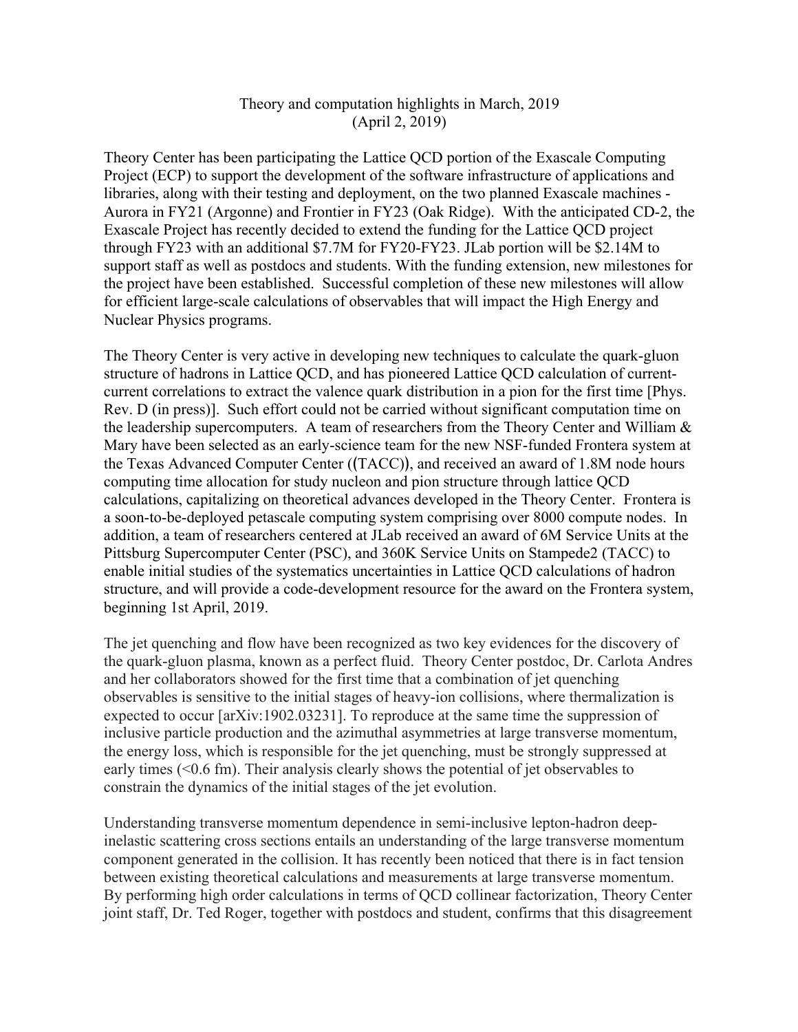Theory and computation highlights in March, 2019
(April 2, 2019)

Theory Center has been participating the Lattice QCD portion of the Exascale Computing Project (ECP) to support the development of the software infrastructure of applications and libraries, along with their testing and deployment, on the two planned Exascale machines - Aurora in FY21 (Argonne) and Frontier in FY23 (Oak Ridge). With the anticipated CD-2, the Exascale Project has recently decided to extend the funding for the Lattice QCD project through FY23 with an additional $7.7M for FY20-FY23. JLab portion will be $2.14M to support staff as well as postdocs and students. With the funding extension, new milestones for the project have been established. Successful completion of these new milestones will allow for efficient large-scale calculations of observables that will impact the High Energy and Nuclear Physics programs.

The Theory Center is very active in developing new techniques to calculate the quark-gluon structure of hadrons in Lattice QCD, and has pioneered Lattice QCD calculation of current-current correlations to extract the valence quark distribution in a pion for the first time [Phys. Rev. D (in press)]. Such effort could not be carried without significant computation time on the leadership supercomputers. A team of researchers from the Theory Center and William & Mary have been selected as an early-science team for the new NSF-funded Frontera system at the Texas Advanced Computer Center ((TACC)), and received an award of 1.8M node hours computing time allocation for study nucleon and pion structure through lattice QCD calculations, capitalizing on theoretical advances developed in the Theory Center. Frontera is a soon-to-be-deployed petascale computing system comprising over 8000 compute nodes. In addition, a team of researchers centered at JLab received an award of 6M Service Units at the Pittsburg Supercomputer Center (PSC), and 360K Service Units on Stampede2 (TACC) to enable initial studies of the systematics uncertainties in Lattice QCD calculations of hadron structure, and will provide a code-development resource for the award on the Frontera system, beginning 1st April, 2019.

The jet quenching and flow have been recognized as two key evidences for the discovery of the quark-gluon plasma, known as a perfect fluid. Theory Center postdoc, Dr. Carlota Andres and her collaborators showed for the first time that a combination of jet quenching observables is sensitive to the initial stages of heavy-ion collisions, where thermalization is expected to occur [arXiv:1902.03231]. To reproduce at the same time the suppression of inclusive particle production and the azimuthal asymmetries at large transverse momentum, the energy loss, which is responsible for the jet quenching, must be strongly suppressed at early times (<0.6 fm). Their analysis clearly shows the potential of jet observables to constrain the dynamics of the initial stages of the jet evolution.

Understanding transverse momentum dependence in semi-inclusive lepton-hadron deep-inelastic scattering cross sections entails an understanding of the large transverse momentum component generated in the collision. It has recently been noticed that there is in fact tension between existing theoretical calculations and measurements at large transverse momentum. By performing high order calculations in terms of QCD collinear factorization, Theory Center joint staff, Dr. Ted Roger, together with postdocs and student, confirms that this disagreement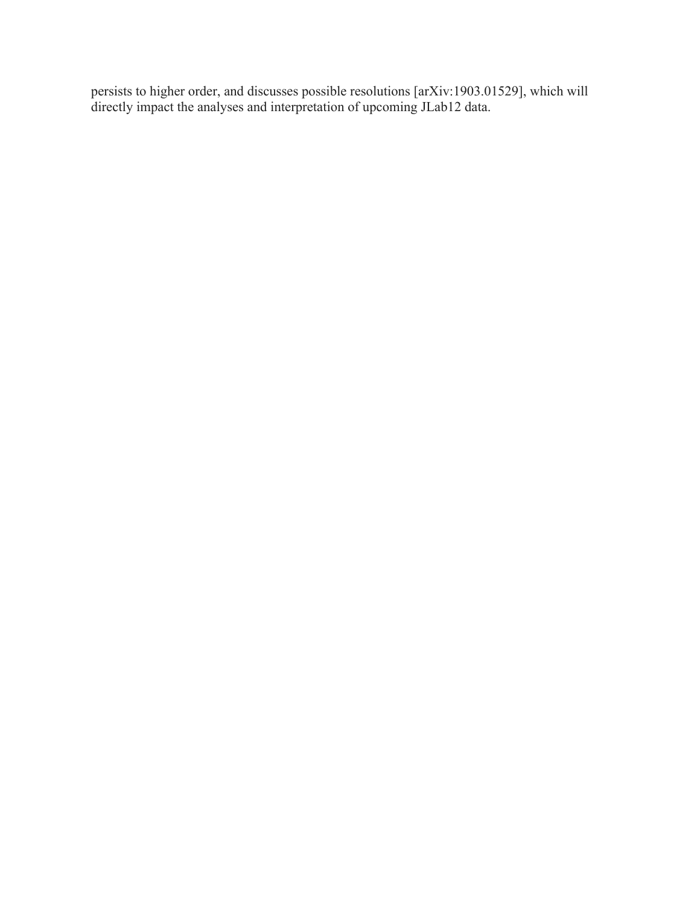persists to higher order, and discusses possible resolutions [arXiv:1903.01529], which will directly impact the analyses and interpretation of upcoming JLab12 data.